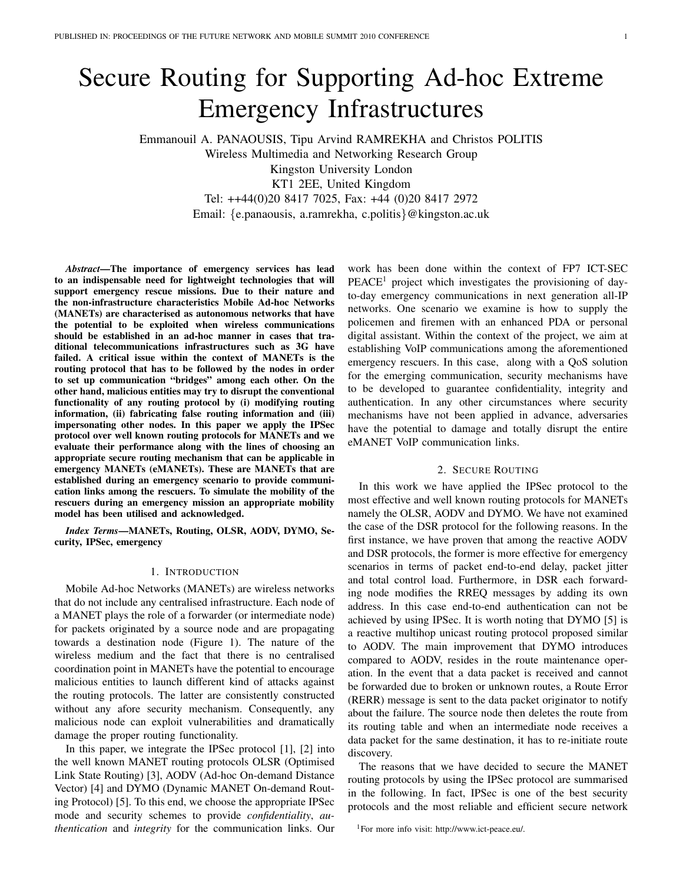# Secure Routing for Supporting Ad-hoc Extreme Emergency Infrastructures

Emmanouil A. PANAOUSIS, Tipu Arvind RAMREKHA and Christos POLITIS
Wireless Multimedia and Networking Research Group
Kingston University London
KT1 2EE, United Kingdom
Tel: ++44(0)20 8417 7025, Fax: +44 (0)20 8417 2972
Email: {e.panaousis, a.ramrekha, c.politis}@kingston.ac.uk

***Abstract*—The importance of emergency services has lead to an indispensable need for lightweight technologies that will support emergency rescue missions. Due to their nature and the non-infrastructure characteristics Mobile Ad-hoc Networks (MANETs) are characterised as autonomous networks that have the potential to be exploited when wireless communications should be established in an ad-hoc manner in cases that traditional telecommunications infrastructures such as 3G have failed. A critical issue within the context of MANETs is the routing protocol that has to be followed by the nodes in order to set up communication "bridges" among each other. On the other hand, malicious entities may try to disrupt the conventional functionality of any routing protocol by (i) modifying routing information, (ii) fabricating false routing information and (iii) impersonating other nodes. In this paper we apply the IPSec protocol over well known routing protocols for MANETs and we evaluate their performance along with the lines of choosing an appropriate secure routing mechanism that can be applicable in emergency MANETs (eMANETs). These are MANETs that are established during an emergency scenario to provide communication links among the rescuers. To simulate the mobility of the rescuers during an emergency mission an appropriate mobility model has been utilised and acknowledged.**

***Index Terms*—MANETs, Routing, OLSR, AODV, DYMO, Security, IPSec, emergency**

## 1. Introduction

Mobile Ad-hoc Networks (MANETs) are wireless networks that do not include any centralised infrastructure. Each node of a MANET plays the role of a forwarder (or intermediate node) for packets originated by a source node and are propagating towards a destination node (Figure 1). The nature of the wireless medium and the fact that there is no centralised coordination point in MANETs have the potential to encourage malicious entities to launch different kind of attacks against the routing protocols. The latter are consistently constructed without any afore security mechanism. Consequently, any malicious node can exploit vulnerabilities and dramatically damage the proper routing functionality.

In this paper, we integrate the IPSec protocol [1], [2] into the well known MANET routing protocols OLSR (Optimised Link State Routing) [3], AODV (Ad-hoc On-demand Distance Vector) [4] and DYMO (Dynamic MANET On-demand Routing Protocol) [5]. To this end, we choose the appropriate IPSec mode and security schemes to provide *confidentiality*, *authentication* and *integrity* for the communication links. Our work has been done within the context of FP7 ICT-SEC PEACE[1] project which investigates the provisioning of day-to-day emergency communications in next generation all-IP networks. One scenario we examine is how to supply the policemen and firemen with an enhanced PDA or personal digital assistant. Within the context of the project, we aim at establishing VoIP communications among the aforementioned emergency rescuers. In this case, along with a QoS solution for the emerging communication, security mechanisms have to be developed to guarantee confidentiality, integrity and authentication. In any other circumstances where security mechanisms have not been applied in advance, adversaries have the potential to damage and totally disrupt the entire eMANET VoIP communication links.

## 2. Secure Routing

In this work we have applied the IPSec protocol to the most effective and well known routing protocols for MANETs namely the OLSR, AODV and DYMO. We have not examined the case of the DSR protocol for the following reasons. In the first instance, we have proven that among the reactive AODV and DSR protocols, the former is more effective for emergency scenarios in terms of packet end-to-end delay, packet jitter and total control load. Furthermore, in DSR each forwarding node modifies the RREQ messages by adding its own address. In this case end-to-end authentication can not be achieved by using IPSec. It is worth noting that DYMO [5] is a reactive multihop unicast routing protocol proposed similar to AODV. The main improvement that DYMO introduces compared to AODV, resides in the route maintenance operation. In the event that a data packet is received and cannot be forwarded due to broken or unknown routes, a Route Error (RERR) message is sent to the data packet originator to notify about the failure. The source node then deletes the route from its routing table and when an intermediate node receives a data packet for the same destination, it has to re-initiate route discovery.

The reasons that we have decided to secure the MANET routing protocols by using the IPSec protocol are summarised in the following. In fact, IPSec is one of the best security protocols and the most reliable and efficient secure network

[1]For more info visit: http://www.ict-peace.eu/.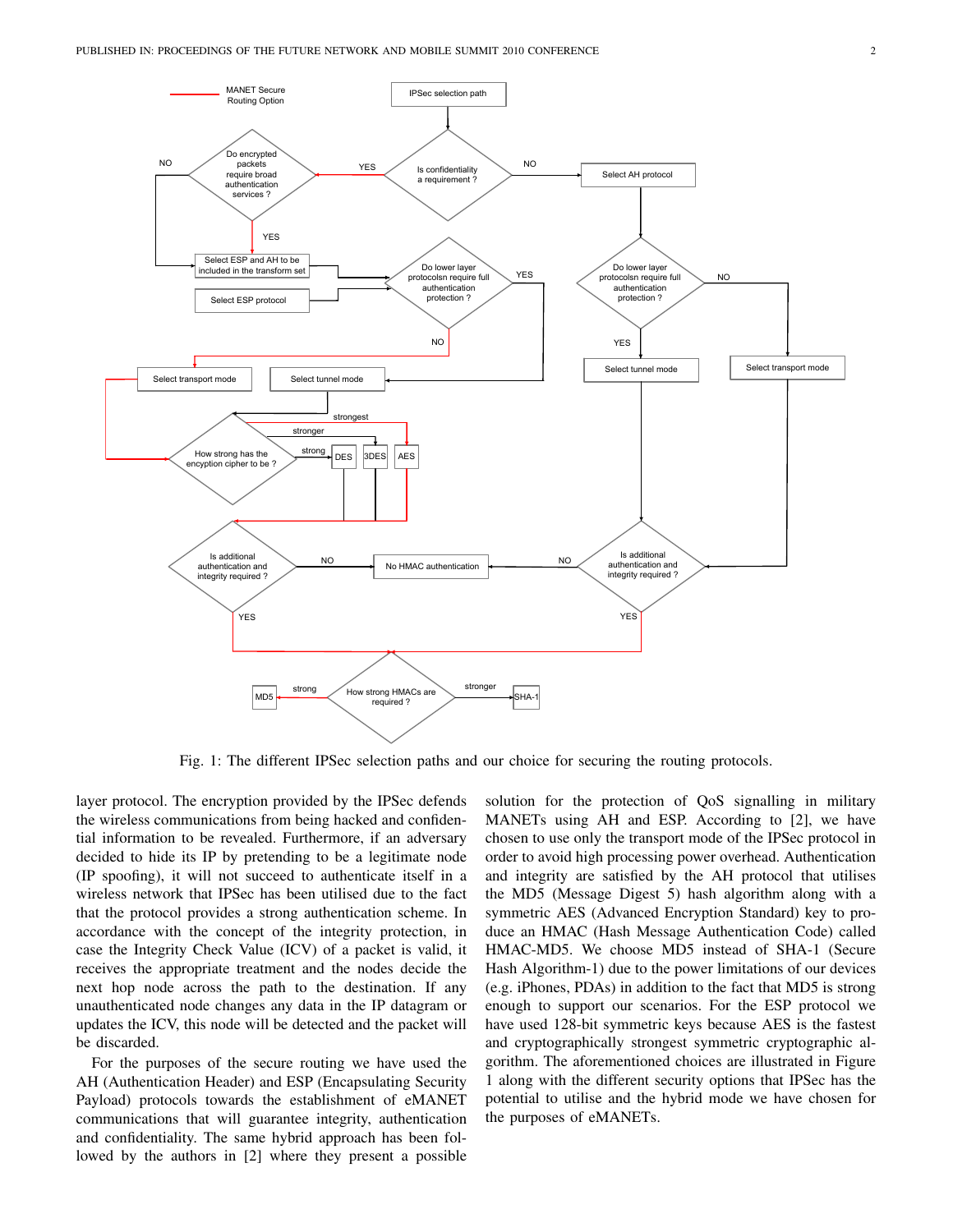Fig. 1: The different IPSec selection paths and our choice for securing the routing protocols.

layer protocol. The encryption provided by the IPSec defends the wireless communications from being hacked and confidential information to be revealed. Furthermore, if an adversary decided to hide its IP by pretending to be a legitimate node (IP spoofing), it will not succeed to authenticate itself in a wireless network that IPSec has been utilised due to the fact that the protocol provides a strong authentication scheme. In accordance with the concept of the integrity protection, in case the Integrity Check Value (ICV) of a packet is valid, it receives the appropriate treatment and the nodes decide the next hop node across the path to the destination. If any unauthenticated node changes any data in the IP datagram or updates the ICV, this node will be detected and the packet will be discarded.

For the purposes of the secure routing we have used the AH (Authentication Header) and ESP (Encapsulating Security Payload) protocols towards the establishment of eMANET communications that will guarantee integrity, authentication and confidentiality. The same hybrid approach has been followed by the authors in [2] where they present a possible solution for the protection of QoS signalling in military MANETs using AH and ESP. According to [2], we have chosen to use only the transport mode of the IPSec protocol in order to avoid high processing power overhead. Authentication and integrity are satisfied by the AH protocol that utilises the MD5 (Message Digest 5) hash algorithm along with a symmetric AES (Advanced Encryption Standard) key to produce an HMAC (Hash Message Authentication Code) called HMAC-MD5. We choose MD5 instead of SHA-1 (Secure Hash Algorithm-1) due to the power limitations of our devices (e.g. iPhones, PDAs) in addition to the fact that MD5 is strong enough to support our scenarios. For the ESP protocol we have used 128-bit symmetric keys because AES is the fastest and cryptographically strongest symmetric cryptographic algorithm. The aforementioned choices are illustrated in Figure 1 along with the different security options that IPSec has the potential to utilise and the hybrid mode we have chosen for the purposes of eMANETs.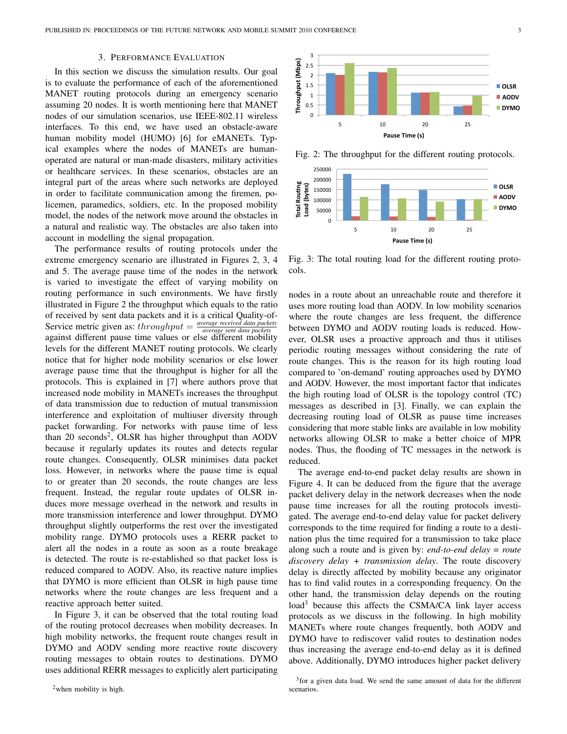## 3. Performance Evaluation

In this section we discuss the simulation results. Our goal is to evaluate the performance of each of the aforementioned MANET routing protocols during an emergency scenario assuming 20 nodes. It is worth mentioning here that MANET nodes of our simulation scenarios, use IEEE-802.11 wireless interfaces. To this end, we have used an obstacle-aware human mobility model (HUMO) [6] for eMANETs. Typical examples where the nodes of MANETs are human-operated are natural or man-made disasters, military activities or healthcare services. In these scenarios, obstacles are an integral part of the areas where such networks are deployed in order to facilitate communication among the firemen, policemen, paramedics, soldiers, etc. In the proposed mobility model, the nodes of the network move around the obstacles in a natural and realistic way. The obstacles are also taken into account in modelling the signal propagation.

The performance results of routing protocols under the extreme emergency scenario are illustrated in Figures 2, 3, 4 and 5. The average pause time of the nodes in the network is varied to investigate the effect of varying mobility on routing performance in such environments. We have firstly illustrated in Figure 2 the throughput which equals to the ratio of received by sent data packets and it is a critical Quality-of-Service metric given as: $throughput = \frac{average\ received\ data\ packets}{average\ sent\ data\ packets}$ against different pause time values or else different mobility levels for the different MANET routing protocols. We clearly notice that for higher node mobility scenarios or else lower average pause time that the throughput is higher for all the protocols. This is explained in [7] where authors prove that increased node mobility in MANETs increases the throughput of data transmission due to reduction of mutual transmission interference and exploitation of multiuser diversity through packet forwarding. For networks with pause time of less than 20 seconds[2], OLSR has higher throughput than AODV because it regularly updates its routes and detects regular route changes. Consequently, OLSR minimises data packet loss. However, in networks where the pause time is equal to or greater than 20 seconds, the route changes are less frequent. Instead, the regular route updates of OLSR induces more message overhead in the network and results in more transmission interference and lower throughput. DYMO throughput slightly outperforms the rest over the investigated mobility range. DYMO protocols uses a RERR packet to alert all the nodes in a route as soon as a route breakage is detected. The route is re-established so that packet loss is reduced compared to AODV. Also, its reactive nature implies that DYMO is more efficient than OLSR in high pause time networks where the route changes are less frequent and a reactive approach better suited.

In Figure 3, it can be observed that the total routing load of the routing protocol decreases when mobility decreases. In high mobility networks, the frequent route changes result in DYMO and AODV sending more reactive route discovery routing messages to obtain routes to destinations. DYMO uses additional RERR messages to explicitly alert participating nodes in a route about an unreachable route and therefore it uses more routing load than AODV. In low mobility scenarios where the route changes are less frequent, the difference between DYMO and AODV routing loads is reduced. However, OLSR uses a proactive approach and thus it utilises periodic routing messages without considering the rate of route changes. This is the reason for its high routing load compared to 'on-demand' routing approaches used by DYMO and AODV. However, the most important factor that indicates the high routing load of OLSR is the topology control (TC) messages as described in [3]. Finally, we can explain the decreasing routing load of OLSR as pause time increases considering that more stable links are available in low mobility networks allowing OLSR to make a better choice of MPR nodes. Thus, the flooding of TC messages in the network is reduced.

Fig. 2: The throughput for the different routing protocols.

Fig. 3: The total routing load for the different routing protocols.

The average end-to-end packet delay results are shown in Figure 4. It can be deduced from the figure that the average packet delivery delay in the network decreases when the node pause time increases for all the routing protocols investigated. The average end-to-end delay value for packet delivery corresponds to the time required for finding a route to a destination plus the time required for a transmission to take place along such a route and is given by: *end-to-end delay* = *route discovery delay* + *transmission delay*. The route discovery delay is directly affected by mobility because any originator has to find valid routes in a corresponding frequency. On the other hand, the transmission delay depends on the routing load[3] because this affects the CSMA/CA link layer access protocols as we discuss in the following. In high mobility MANETs where route changes frequently, both AODV and DYMO have to rediscover valid routes to destination nodes thus increasing the average end-to-end delay as it is defined above. Additionally, DYMO introduces higher packet delivery

[2] when mobility is high.

[3] for a given data load. We send the same amount of data for the different scenarios.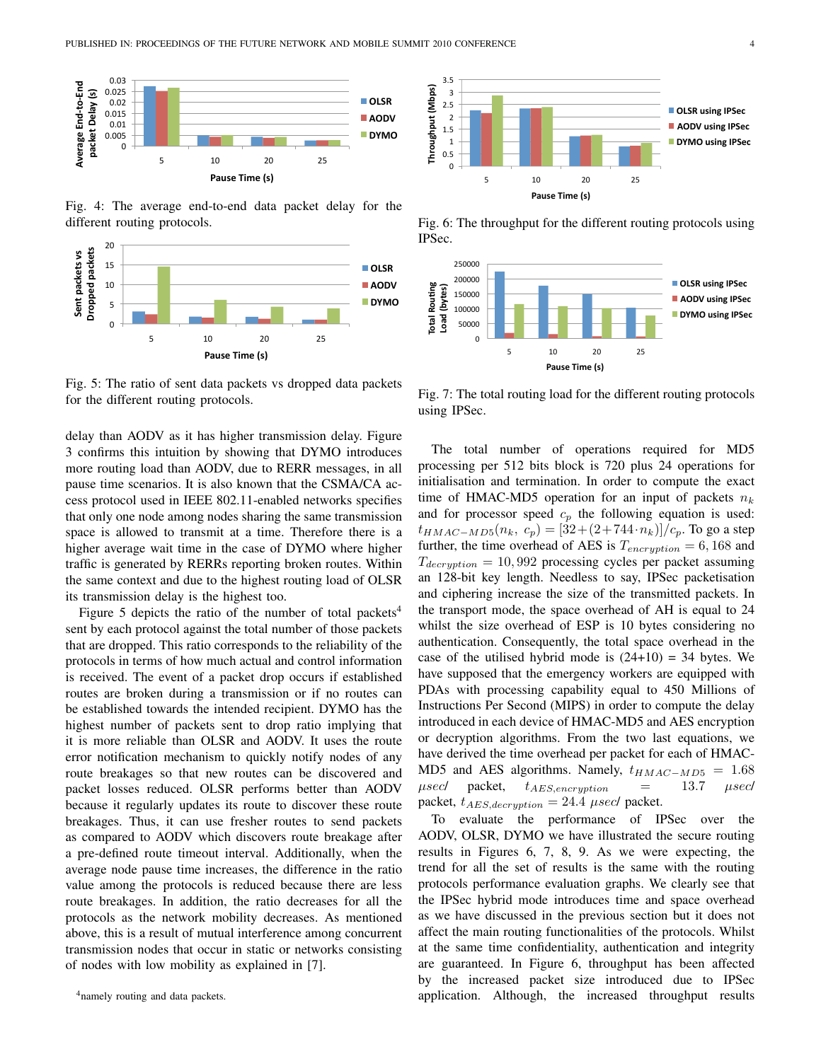Fig. 4: The average end-to-end data packet delay for the different routing protocols.

Fig. 5: The ratio of sent data packets vs dropped data packets for the different routing protocols.

delay than AODV as it has higher transmission delay. Figure 3 confirms this intuition by showing that DYMO introduces more routing load than AODV, due to RERR messages, in all pause time scenarios. It is also known that the CSMA/CA access protocol used in IEEE 802.11-enabled networks specifies that only one node among nodes sharing the same transmission space is allowed to transmit at a time. Therefore there is a higher average wait time in the case of DYMO where higher traffic is generated by RERRs reporting broken routes. Within the same context and due to the highest routing load of OLSR its transmission delay is the highest too.

Figure 5 depicts the ratio of the number of total packets[4] sent by each protocol against the total number of those packets that are dropped. This ratio corresponds to the reliability of the protocols in terms of how much actual and control information is received. The event of a packet drop occurs if established routes are broken during a transmission or if no routes can be established towards the intended recipient. DYMO has the highest number of packets sent to drop ratio implying that it is more reliable than OLSR and AODV. It uses the route error notification mechanism to quickly notify nodes of any route breakages so that new routes can be discovered and packet losses reduced. OLSR performs better than AODV because it regularly updates its route to discover these route breakages. Thus, it can use fresher routes to send packets as compared to AODV which discovers route breakage after a pre-defined route timeout interval. Additionally, when the average node pause time increases, the difference in the ratio value among the protocols is reduced because there are less route breakages. In addition, the ratio decreases for all the protocols as the network mobility decreases. As mentioned above, this is a result of mutual interference among concurrent transmission nodes that occur in static or networks consisting of nodes with low mobility as explained in [7].

[4] namely routing and data packets.

Fig. 6: The throughput for the different routing protocols using IPSec.

Fig. 7: The total routing load for the different routing protocols using IPSec.

The total number of operations required for MD5 processing per 512 bits block is 720 plus 24 operations for initialisation and termination. In order to compute the exact time of HMAC-MD5 operation for an input of packets $n_k$ and for processor speed $c_p$ the following equation is used: $t_{HMAC-MD5}(n_k,\ c_p) = [32+(2+744 \cdot n_k)]/c_p$. To go a step further, the time overhead of AES is $T_{encryption} = 6,168$ and $T_{decryption} = 10,992$ processing cycles per packet assuming an 128-bit key length. Needless to say, IPSec packetisation and ciphering increase the size of the transmitted packets. In the transport mode, the space overhead of AH is equal to 24 whilst the size overhead of ESP is 10 bytes considering no authentication. Consequently, the total space overhead in the case of the utilised hybrid mode is (24+10) = 34 bytes. We have supposed that the emergency workers are equipped with PDAs with processing capability equal to 450 Millions of Instructions Per Second (MIPS) in order to compute the delay introduced in each device of HMAC-MD5 and AES encryption or decryption algorithms. From the two last equations, we have derived the time overhead per packet for each of HMAC-MD5 and AES algorithms. Namely, $t_{HMAC-MD5} = 1.68$ $\mu sec$/ packet, $t_{AES,encryption} = 13.7$ $\mu sec$/ packet, $t_{AES,decryption} = 24.4$ $\mu sec$/ packet.

To evaluate the performance of IPSec over the AODV, OLSR, DYMO we have illustrated the secure routing results in Figures 6, 7, 8, 9. As we were expecting, the trend for all the set of results is the same with the routing protocols performance evaluation graphs. We clearly see that the IPSec hybrid mode introduces time and space overhead as we have discussed in the previous section but it does not affect the main routing functionalities of the protocols. Whilst at the same time confidentiality, authentication and integrity are guaranteed. In Figure 6, throughput has been affected by the increased packet size introduced due to IPSec application. Although, the increased throughput results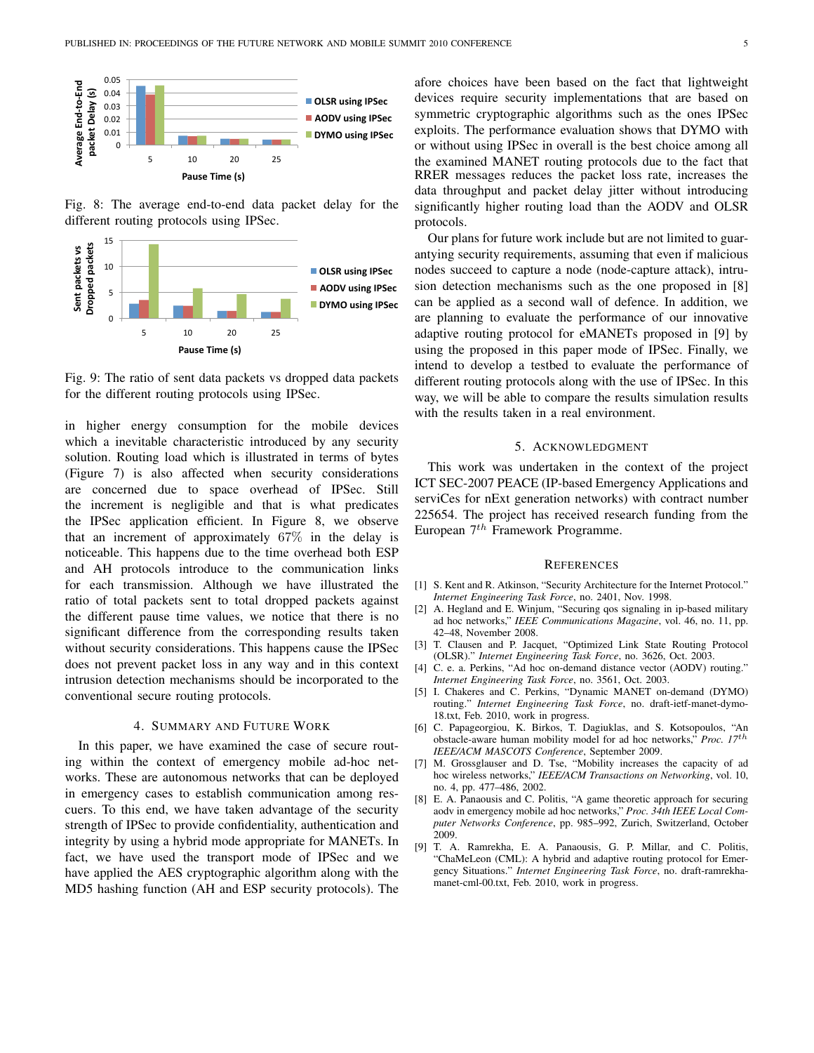0.05
0.04
0.03
0.02
0.01
0

Average End-to-End packet Delay (s)

5 10 20 25

Pause Time (s)

OLSR using IPSec
AODV using IPSec
DYMO using IPSec

Fig. 8: The average end-to-end data packet delay for the different routing protocols using IPSec.

15
10
5
0

Sent packets vs Dropped packets

5 10 20 25

Pause Time (s)

OLSR using IPSec
AODV using IPSec
DYMO using IPSec

Fig. 9: The ratio of sent data packets vs dropped data packets for the different routing protocols using IPSec.

in higher energy consumption for the mobile devices which a inevitable characteristic introduced by any security solution. Routing load which is illustrated in terms of bytes (Figure 7) is also affected when security considerations are concerned due to space overhead of IPSec. Still the increment is negligible and that is what predicates the IPSec application efficient. In Figure 8, we observe that an increment of approximately 67% in the delay is noticeable. This happens due to the time overhead both ESP and AH protocols introduce to the communication links for each transmission. Although we have illustrated the ratio of total packets sent to total dropped packets against the different pause time values, we notice that there is no significant difference from the corresponding results taken without security considerations. This happens cause the IPSec does not prevent packet loss in any way and in this context intrusion detection mechanisms should be incorporated to the conventional secure routing protocols.

## 4. Summary and Future Work

In this paper, we have examined the case of secure routing within the context of emergency mobile ad-hoc networks. These are autonomous networks that can be deployed in emergency cases to establish communication among rescuers. To this end, we have taken advantage of the security strength of IPSec to provide confidentiality, authentication and integrity by using a hybrid mode appropriate for MANETs. In fact, we have used the transport mode of IPSec and we have applied the AES cryptographic algorithm along with the MD5 hashing function (AH and ESP security protocols). The afore choices have been based on the fact that lightweight devices require security implementations that are based on symmetric cryptographic algorithms such as the ones IPSec exploits. The performance evaluation shows that DYMO with or without using IPSec in overall is the best choice among all the examined MANET routing protocols due to the fact that RRER messages reduces the packet loss rate, increases the data throughput and packet delay jitter without introducing significantly higher routing load than the AODV and OLSR protocols.

Our plans for future work include but are not limited to guarantying security requirements, assuming that even if malicious nodes succeed to capture a node (node-capture attack), intrusion detection mechanisms such as the one proposed in [8] can be applied as a second wall of defence. In addition, we are planning to evaluate the performance of our innovative adaptive routing protocol for eMANETs proposed in [9] by using the proposed in this paper mode of IPSec. Finally, we intend to develop a testbed to evaluate the performance of different routing protocols along with the use of IPSec. In this way, we will be able to compare the results simulation results with the results taken in a real environment.

## 5. Acknowledgment

This work was undertaken in the context of the project ICT SEC-2007 PEACE (IP-based Emergency Applications and serviCes for nExt generation networks) with contract number 225654. The project has received research funding from the European $7^{th}$ Framework Programme.

## References

[1] S. Kent and R. Atkinson, "Security Architecture for the Internet Protocol." *Internet Engineering Task Force*, no. 2401, Nov. 1998.

[2] A. Hegland and E. Winjum, "Securing qos signaling in ip-based military ad hoc networks," *IEEE Communications Magazine*, vol. 46, no. 11, pp. 42–48, November 2008.

[3] T. Clausen and P. Jacquet, "Optimized Link State Routing Protocol (OLSR)." *Internet Engineering Task Force*, no. 3626, Oct. 2003.

[4] C. e. a. Perkins, "Ad hoc on-demand distance vector (AODV) routing." *Internet Engineering Task Force*, no. 3561, Oct. 2003.

[5] I. Chakeres and C. Perkins, "Dynamic MANET on-demand (DYMO) routing." *Internet Engineering Task Force*, no. draft-ietf-manet-dymo-18.txt, Feb. 2010, work in progress.

[6] C. Papageorgiou, K. Birkos, T. Dagiuklas, and S. Kotsopoulos, "An obstacle-aware human mobility model for ad hoc networks," *Proc. 17$^{th}$ IEEE/ACM MASCOTS Conference*, September 2009.

[7] M. Grossglauser and D. Tse, "Mobility increases the capacity of ad hoc wireless networks," *IEEE/ACM Transactions on Networking*, vol. 10, no. 4, pp. 477–486, 2002.

[8] E. A. Panaousis and C. Politis, "A game theoretic approach for securing aodv in emergency mobile ad hoc networks," *Proc. 34th IEEE Local Computer Networks Conference*, pp. 985–992, Zurich, Switzerland, October 2009.

[9] T. A. Ramrekha, E. A. Panaousis, G. P. Millar, and C. Politis, "ChaMeLeon (CML): A hybrid and adaptive routing protocol for Emergency Situations." *Internet Engineering Task Force*, no. draft-ramrekha-manet-cml-00.txt, Feb. 2010, work in progress.